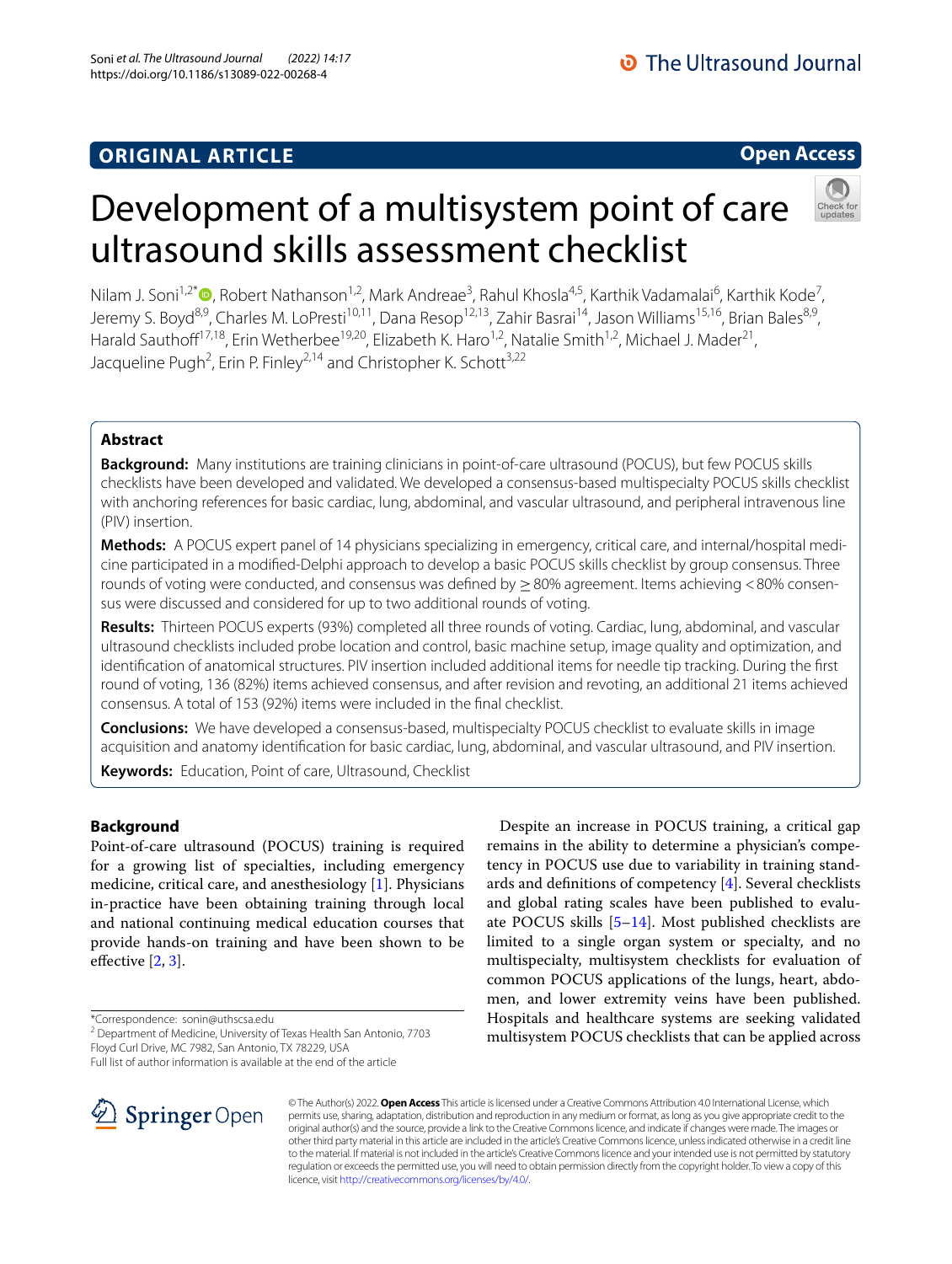ORIGINAL ARTICLE

Open Access

# Development of a multisystem point of care ultrasound skills assessment checklist

Nilam J. Soni[1,2*], Robert Nathanson[1,2], Mark Andreae[3], Rahul Khosla[4,5], Karthik Vadamalai[6], Karthik Kode[7], Jeremy S. Boyd[8,9], Charles M. LoPresti[10,11], Dana Resop[12,13], Zahir Basrai[14], Jason Williams[15,16], Brian Bales[8,9], Harald Sauthoff[17,18], Erin Wetherbee[19,20], Elizabeth K. Haro[1,2], Natalie Smith[1,2], Michael J. Mader[21], Jacqueline Pugh[2], Erin P. Finley[2,14] and Christopher K. Schott[3,22]

## Abstract

**Background:** Many institutions are training clinicians in point-of-care ultrasound (POCUS), but few POCUS skills checklists have been developed and validated. We developed a consensus-based multispecialty POCUS skills checklist with anchoring references for basic cardiac, lung, abdominal, and vascular ultrasound, and peripheral intravenous line (PIV) insertion.

**Methods:** A POCUS expert panel of 14 physicians specializing in emergency, critical care, and internal/hospital medicine participated in a modified-Delphi approach to develop a basic POCUS skills checklist by group consensus. Three rounds of voting were conducted, and consensus was defined by $\geq$ 80% agreement. Items achieving < 80% consensus were discussed and considered for up to two additional rounds of voting.

**Results:** Thirteen POCUS experts (93%) completed all three rounds of voting. Cardiac, lung, abdominal, and vascular ultrasound checklists included probe location and control, basic machine setup, image quality and optimization, and identification of anatomical structures. PIV insertion included additional items for needle tip tracking. During the first round of voting, 136 (82%) items achieved consensus, and after revision and revoting, an additional 21 items achieved consensus. A total of 153 (92%) items were included in the final checklist.

**Conclusions:** We have developed a consensus-based, multispecialty POCUS checklist to evaluate skills in image acquisition and anatomy identification for basic cardiac, lung, abdominal, and vascular ultrasound, and PIV insertion.

**Keywords:** Education, Point of care, Ultrasound, Checklist

## Background

Point-of-care ultrasound (POCUS) training is required for a growing list of specialties, including emergency medicine, critical care, and anesthesiology [1]. Physicians in-practice have been obtaining training through local and national continuing medical education courses that provide hands-on training and have been shown to be effective [2, 3].

Despite an increase in POCUS training, a critical gap remains in the ability to determine a physician's competency in POCUS use due to variability in training standards and definitions of competency [4]. Several checklists and global rating scales have been published to evaluate POCUS skills [5–14]. Most published checklists are limited to a single organ system or specialty, and no multispecialty, multisystem checklists for evaluation of common POCUS applications of the lungs, heart, abdomen, and lower extremity veins have been published. Hospitals and healthcare systems are seeking validated multisystem POCUS checklists that can be applied across

*Correspondence: sonin@uthscsa.edu

[2] Department of Medicine, University of Texas Health San Antonio, 7703 Floyd Curl Drive, MC 7982, San Antonio, TX 78229, USA

Full list of author information is available at the end of the article

© The Author(s) 2022. **Open Access** This article is licensed under a Creative Commons Attribution 4.0 International License, which permits use, sharing, adaptation, distribution and reproduction in any medium or format, as long as you give appropriate credit to the original author(s) and the source, provide a link to the Creative Commons licence, and indicate if changes were made. The images or other third party material in this article are included in the article's Creative Commons licence, unless indicated otherwise in a credit line to the material. If material is not included in the article's Creative Commons licence and your intended use is not permitted by statutory regulation or exceeds the permitted use, you will need to obtain permission directly from the copyright holder. To view a copy of this licence, visit http://creativecommons.org/licenses/by/4.0/.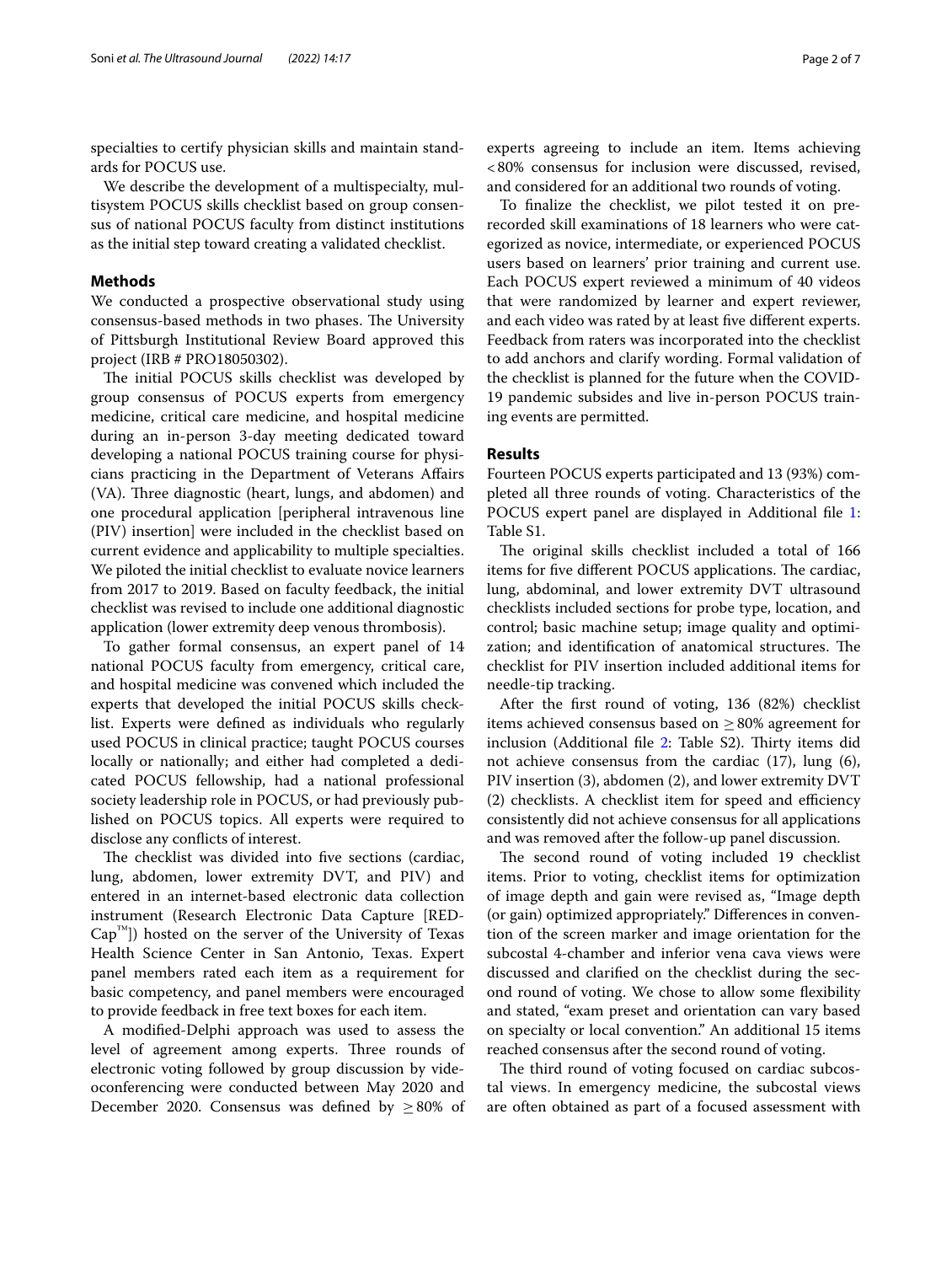specialties to certify physician skills and maintain standards for POCUS use.

We describe the development of a multispecialty, multisystem POCUS skills checklist based on group consensus of national POCUS faculty from distinct institutions as the initial step toward creating a validated checklist.

## Methods

We conducted a prospective observational study using consensus-based methods in two phases. The University of Pittsburgh Institutional Review Board approved this project (IRB # PRO18050302).

The initial POCUS skills checklist was developed by group consensus of POCUS experts from emergency medicine, critical care medicine, and hospital medicine during an in-person 3-day meeting dedicated toward developing a national POCUS training course for physicians practicing in the Department of Veterans Affairs (VA). Three diagnostic (heart, lungs, and abdomen) and one procedural application [peripheral intravenous line (PIV) insertion] were included in the checklist based on current evidence and applicability to multiple specialties. We piloted the initial checklist to evaluate novice learners from 2017 to 2019. Based on faculty feedback, the initial checklist was revised to include one additional diagnostic application (lower extremity deep venous thrombosis).

To gather formal consensus, an expert panel of 14 national POCUS faculty from emergency, critical care, and hospital medicine was convened which included the experts that developed the initial POCUS skills checklist. Experts were defined as individuals who regularly used POCUS in clinical practice; taught POCUS courses locally or nationally; and either had completed a dedicated POCUS fellowship, had a national professional society leadership role in POCUS, or had previously published on POCUS topics. All experts were required to disclose any conflicts of interest.

The checklist was divided into five sections (cardiac, lung, abdomen, lower extremity DVT, and PIV) and entered in an internet-based electronic data collection instrument (Research Electronic Data Capture [REDCap™]) hosted on the server of the University of Texas Health Science Center in San Antonio, Texas. Expert panel members rated each item as a requirement for basic competency, and panel members were encouraged to provide feedback in free text boxes for each item.

A modified-Delphi approach was used to assess the level of agreement among experts. Three rounds of electronic voting followed by group discussion by videoconferencing were conducted between May 2020 and December 2020. Consensus was defined by ≥ 80% of experts agreeing to include an item. Items achieving < 80% consensus for inclusion were discussed, revised, and considered for an additional two rounds of voting.

To finalize the checklist, we pilot tested it on prerecorded skill examinations of 18 learners who were categorized as novice, intermediate, or experienced POCUS users based on learners' prior training and current use. Each POCUS expert reviewed a minimum of 40 videos that were randomized by learner and expert reviewer, and each video was rated by at least five different experts. Feedback from raters was incorporated into the checklist to add anchors and clarify wording. Formal validation of the checklist is planned for the future when the COVID-19 pandemic subsides and live in-person POCUS training events are permitted.

## Results

Fourteen POCUS experts participated and 13 (93%) completed all three rounds of voting. Characteristics of the POCUS expert panel are displayed in Additional file 1: Table S1.

The original skills checklist included a total of 166 items for five different POCUS applications. The cardiac, lung, abdominal, and lower extremity DVT ultrasound checklists included sections for probe type, location, and control; basic machine setup; image quality and optimization; and identification of anatomical structures. The checklist for PIV insertion included additional items for needle-tip tracking.

After the first round of voting, 136 (82%) checklist items achieved consensus based on ≥ 80% agreement for inclusion (Additional file 2: Table S2). Thirty items did not achieve consensus from the cardiac (17), lung (6), PIV insertion (3), abdomen (2), and lower extremity DVT (2) checklists. A checklist item for speed and efficiency consistently did not achieve consensus for all applications and was removed after the follow-up panel discussion.

The second round of voting included 19 checklist items. Prior to voting, checklist items for optimization of image depth and gain were revised as, "Image depth (or gain) optimized appropriately." Differences in convention of the screen marker and image orientation for the subcostal 4-chamber and inferior vena cava views were discussed and clarified on the checklist during the second round of voting. We chose to allow some flexibility and stated, "exam preset and orientation can vary based on specialty or local convention." An additional 15 items reached consensus after the second round of voting.

The third round of voting focused on cardiac subcostal views. In emergency medicine, the subcostal views are often obtained as part of a focused assessment with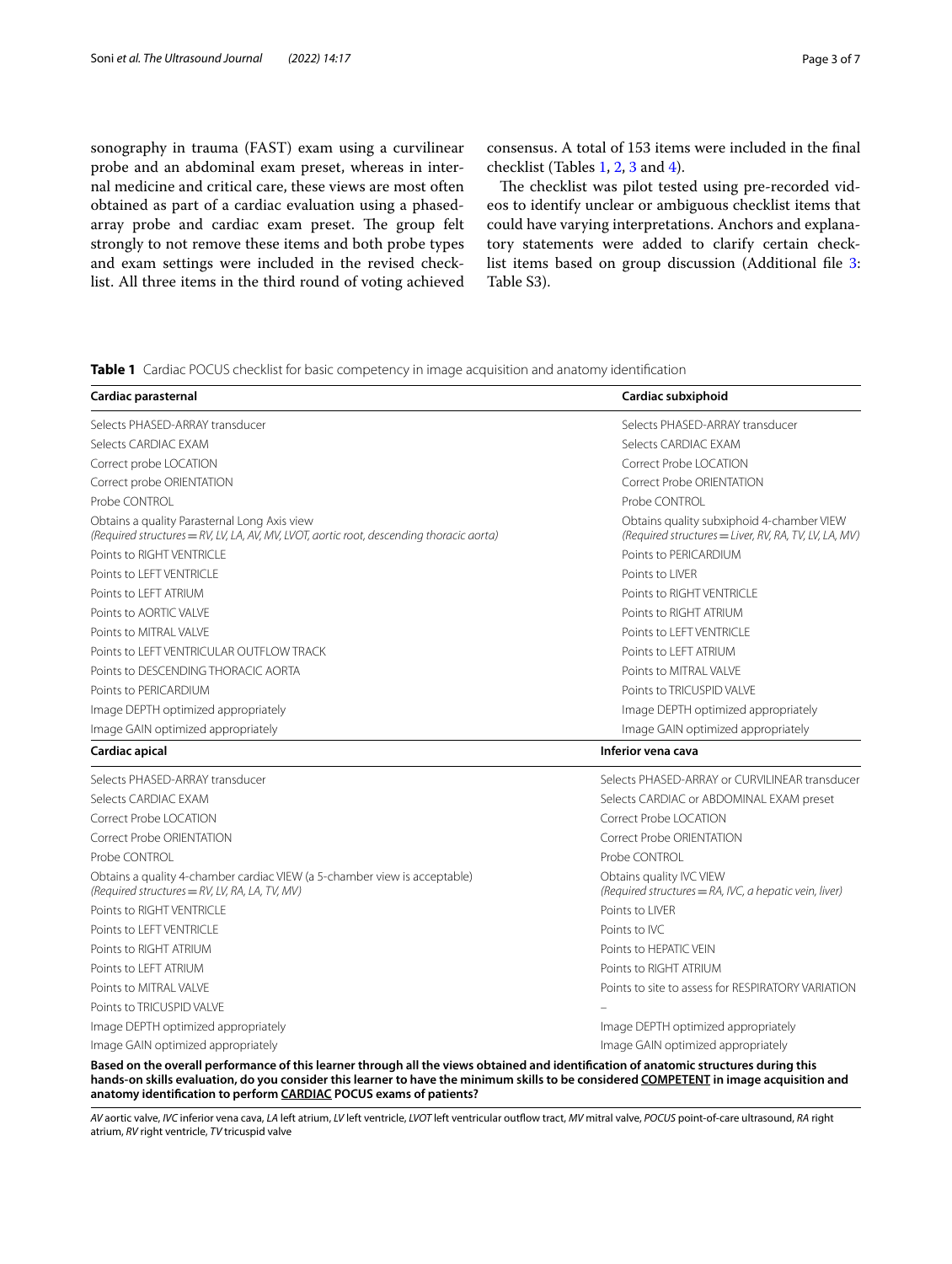sonography in trauma (FAST) exam using a curvilinear probe and an abdominal exam preset, whereas in internal medicine and critical care, these views are most often obtained as part of a cardiac evaluation using a phased-array probe and cardiac exam preset. The group felt strongly to not remove these items and both probe types and exam settings were included in the revised checklist. All three items in the third round of voting achieved consensus. A total of 153 items were included in the final checklist (Tables 1, 2, 3 and 4).

The checklist was pilot tested using pre-recorded videos to identify unclear or ambiguous checklist items that could have varying interpretations. Anchors and explanatory statements were added to clarify certain checklist items based on group discussion (Additional file 3: Table S3).

**Table 1** Cardiac POCUS checklist for basic competency in image acquisition and anatomy identification

| **Cardiac parasternal** | **Cardiac subxiphoid** |
|---|---|
| Selects PHASED-ARRAY transducer | Selects PHASED-ARRAY transducer |
| Selects CARDIAC EXAM | Selects CARDIAC EXAM |
| Correct probe LOCATION | Correct Probe LOCATION |
| Correct probe ORIENTATION | Correct Probe ORIENTATION |
| Probe CONTROL | Probe CONTROL |
| Obtains a quality Parasternal Long Axis view *(Required structures = RV, LV, LA, AV, MV, LVOT, aortic root, descending thoracic aorta)* | Obtains quality subxiphoid 4-chamber VIEW *(Required structures = Liver, RV, RA, TV, LV, LA, MV)* |
| Points to RIGHT VENTRICLE | Points to PERICARDIUM |
| Points to LEFT VENTRICLE | Points to LIVER |
| Points to LEFT ATRIUM | Points to RIGHT VENTRICLE |
| Points to AORTIC VALVE | Points to RIGHT ATRIUM |
| Points to MITRAL VALVE | Points to LEFT VENTRICLE |
| Points to LEFT VENTRICULAR OUTFLOW TRACK | Points to LEFT ATRIUM |
| Points to DESCENDING THORACIC AORTA | Points to MITRAL VALVE |
| Points to PERICARDIUM | Points to TRICUSPID VALVE |
| Image DEPTH optimized appropriately | Image DEPTH optimized appropriately |
| Image GAIN optimized appropriately | Image GAIN optimized appropriately |
| **Cardiac apical** | **Inferior vena cava** |
| Selects PHASED-ARRAY transducer | Selects PHASED-ARRAY or CURVILINEAR transducer |
| Selects CARDIAC EXAM | Selects CARDIAC or ABDOMINAL EXAM preset |
| Correct Probe LOCATION | Correct Probe LOCATION |
| Correct Probe ORIENTATION | Correct Probe ORIENTATION |
| Probe CONTROL | Probe CONTROL |
| Obtains a quality 4-chamber cardiac VIEW (a 5-chamber view is acceptable) *(Required structures = RV, LV, RA, LA, TV, MV)* | Obtains quality IVC VIEW *(Required structures = RA, IVC, a hepatic vein, liver)* |
| Points to RIGHT VENTRICLE | Points to LIVER |
| Points to LEFT VENTRICLE | Points to IVC |
| Points to RIGHT ATRIUM | Points to HEPATIC VEIN |
| Points to LEFT ATRIUM | Points to RIGHT ATRIUM |
| Points to MITRAL VALVE | Points to site to assess for RESPIRATORY VARIATION |
| Points to TRICUSPID VALVE | – |
| Image DEPTH optimized appropriately | Image DEPTH optimized appropriately |
| Image GAIN optimized appropriately | Image GAIN optimized appropriately |

**Based on the overall performance of this learner through all the views obtained and identification of anatomic structures during this hands-on skills evaluation, do you consider this learner to have the minimum skills to be considered COMPETENT in image acquisition and anatomy identification to perform CARDIAC POCUS exams of patients?**

*AV* aortic valve, *IVC* inferior vena cava, *LA* left atrium, *LV* left ventricle, *LVOT* left ventricular outflow tract, *MV* mitral valve, *POCUS* point-of-care ultrasound, *RA* right atrium, *RV* right ventricle, *TV* tricuspid valve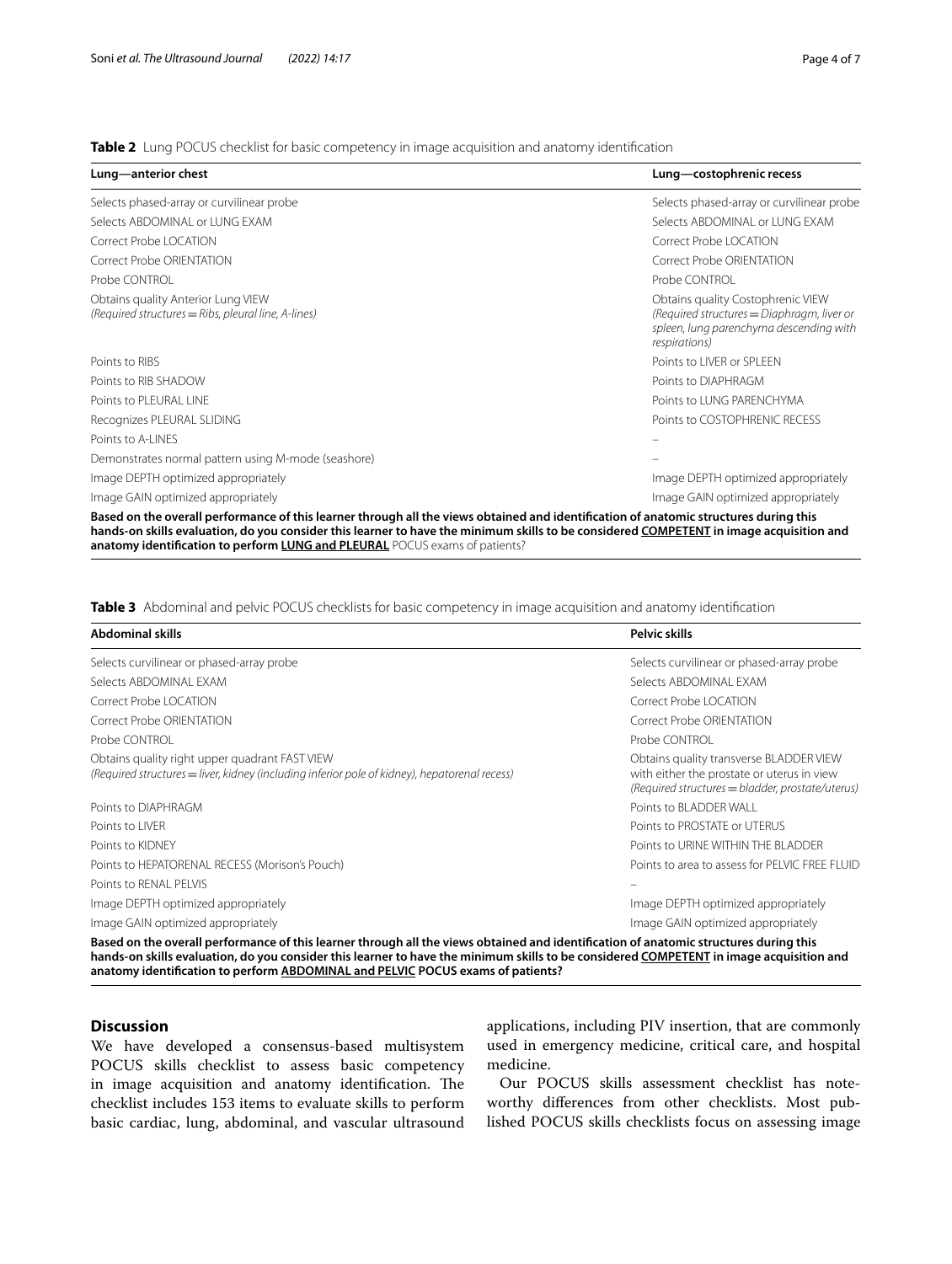**Table 2** Lung POCUS checklist for basic competency in image acquisition and anatomy identification

| Lung—anterior chest | Lung—costophrenic recess |
|---|---|
| Selects phased-array or curvilinear probe | Selects phased-array or curvilinear probe |
| Selects ABDOMINAL or LUNG EXAM | Selects ABDOMINAL or LUNG EXAM |
| Correct Probe LOCATION | Correct Probe LOCATION |
| Correct Probe ORIENTATION | Correct Probe ORIENTATION |
| Probe CONTROL | Probe CONTROL |
| Obtains quality Anterior Lung VIEW *(Required structures = Ribs, pleural line, A-lines)* | Obtains quality Costophrenic VIEW *(Required structures = Diaphragm, liver or spleen, lung parenchyma descending with respirations)* |
| Points to RIBS | Points to LIVER or SPLEEN |
| Points to RIB SHADOW | Points to DIAPHRAGM |
| Points to PLEURAL LINE | Points to LUNG PARENCHYMA |
| Recognizes PLEURAL SLIDING | Points to COSTOPHRENIC RECESS |
| Points to A-LINES | – |
| Demonstrates normal pattern using M-mode (seashore) | – |
| Image DEPTH optimized appropriately | Image DEPTH optimized appropriately |
| Image GAIN optimized appropriately | Image GAIN optimized appropriately |
| **Based on the overall performance of this learner through all the views obtained and identification of anatomic structures during this hands-on skills evaluation, do you consider this learner to have the minimum skills to be considered COMPETENT in image acquisition and anatomy identification to perform LUNG and PLEURAL** POCUS exams of patients? | |

**Table 3** Abdominal and pelvic POCUS checklists for basic competency in image acquisition and anatomy identification

| Abdominal skills | Pelvic skills |
|---|---|
| Selects curvilinear or phased-array probe | Selects curvilinear or phased-array probe |
| Selects ABDOMINAL EXAM | Selects ABDOMINAL EXAM |
| Correct Probe LOCATION | Correct Probe LOCATION |
| Correct Probe ORIENTATION | Correct Probe ORIENTATION |
| Probe CONTROL | Probe CONTROL |
| Obtains quality right upper quadrant FAST VIEW *(Required structures = liver, kidney (including inferior pole of kidney), hepatorenal recess)* | Obtains quality transverse BLADDER VIEW with either the prostate or uterus in view *(Required structures = bladder, prostate/uterus)* |
| Points to DIAPHRAGM | Points to BLADDER WALL |
| Points to LIVER | Points to PROSTATE or UTERUS |
| Points to KIDNEY | Points to URINE WITHIN THE BLADDER |
| Points to HEPATORENAL RECESS (Morison's Pouch) | Points to area to assess for PELVIC FREE FLUID |
| Points to RENAL PELVIS | – |
| Image DEPTH optimized appropriately | Image DEPTH optimized appropriately |
| Image GAIN optimized appropriately | Image GAIN optimized appropriately |
| **Based on the overall performance of this learner through all the views obtained and identification of anatomic structures during this hands-on skills evaluation, do you consider this learner to have the minimum skills to be considered COMPETENT in image acquisition and anatomy identification to perform ABDOMINAL and PELVIC POCUS exams of patients?** | |

## Discussion

We have developed a consensus-based multisystem POCUS skills checklist to assess basic competency in image acquisition and anatomy identification. The checklist includes 153 items to evaluate skills to perform basic cardiac, lung, abdominal, and vascular ultrasound applications, including PIV insertion, that are commonly used in emergency medicine, critical care, and hospital medicine.

Our POCUS skills assessment checklist has noteworthy differences from other checklists. Most published POCUS skills checklists focus on assessing image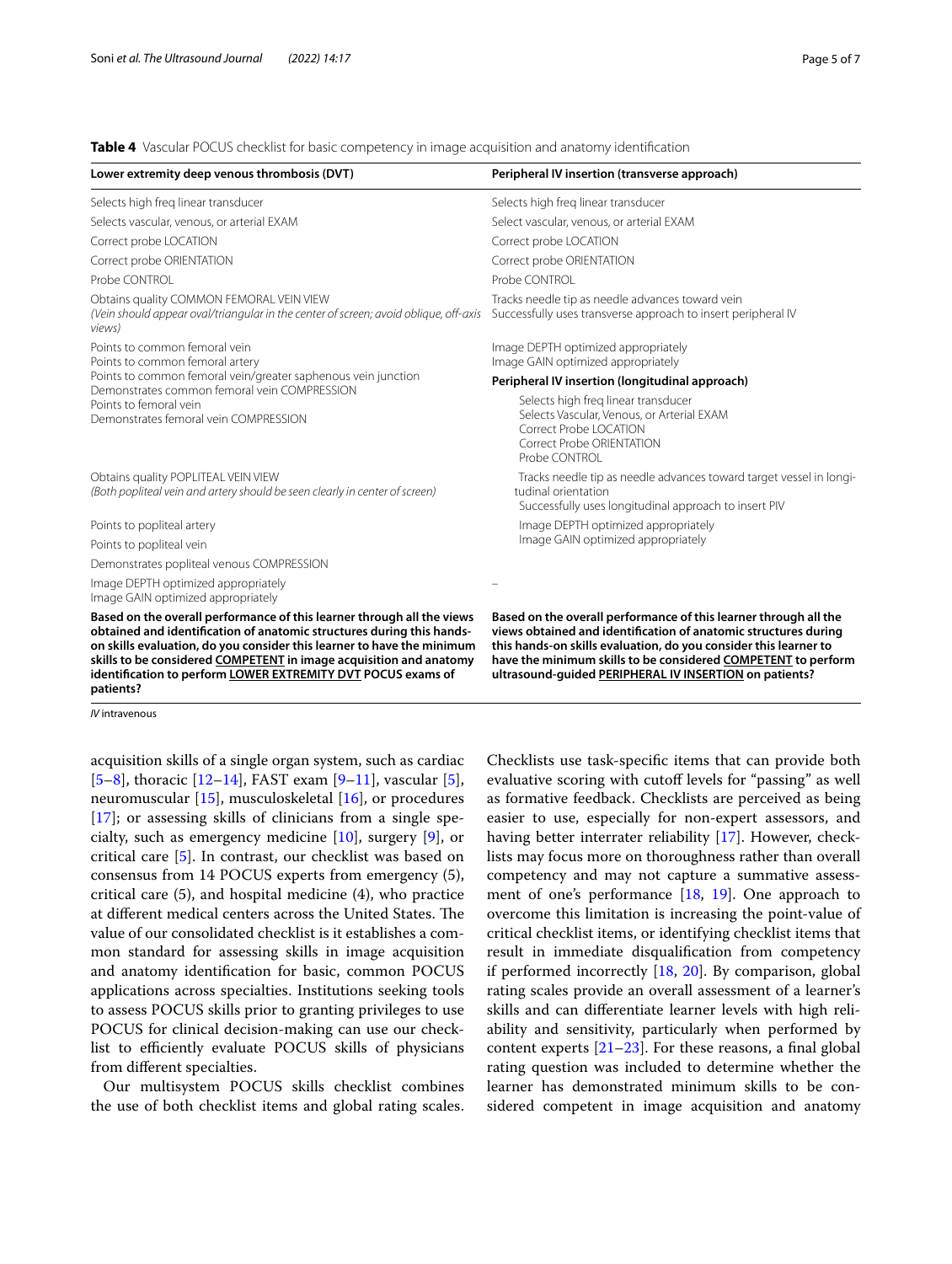**Table 4** Vascular POCUS checklist for basic competency in image acquisition and anatomy identification

| Lower extremity deep venous thrombosis (DVT) | Peripheral IV insertion (transverse approach) |
|---|---|
| Selects high freq linear transducer | Selects high freq linear transducer |
| Selects vascular, venous, or arterial EXAM | Select vascular, venous, or arterial EXAM |
| Correct probe LOCATION | Correct probe LOCATION |
| Correct probe ORIENTATION | Correct probe ORIENTATION |
| Probe CONTROL | Probe CONTROL |
| Obtains quality COMMON FEMORAL VEIN VIEW<br>*(Vein should appear oval/triangular in the center of screen; avoid oblique, off-axis views)* | Tracks needle tip as needle advances toward vein<br>Successfully uses transverse approach to insert peripheral IV |
| Points to common femoral vein<br>Points to common femoral artery<br>Points to common femoral vein/greater saphenous vein junction<br>Demonstrates common femoral vein COMPRESSION<br>Points to femoral vein<br>Demonstrates femoral vein COMPRESSION | Image DEPTH optimized appropriately<br>Image GAIN optimized appropriately<br>**Peripheral IV insertion (longitudinal approach)**<br>Selects high freq linear transducer<br>Selects Vascular, Venous, or Arterial EXAM<br>Correct Probe LOCATION<br>Correct Probe ORIENTATION<br>Probe CONTROL |
| Obtains quality POPLITEAL VEIN VIEW<br>*(Both popliteal vein and artery should be seen clearly in center of screen)* | Tracks needle tip as needle advances toward target vessel in longitudinal orientation<br>Successfully uses longitudinal approach to insert PIV |
| Points to popliteal artery<br>Points to popliteal vein<br>Demonstrates popliteal venous COMPRESSION | Image DEPTH optimized appropriately<br>Image GAIN optimized appropriately |
| Image DEPTH optimized appropriately<br>Image GAIN optimized appropriately | – |
| **Based on the overall performance of this learner through all the views obtained and identification of anatomic structures during this hands-on skills evaluation, do you consider this learner to have the minimum skills to be considered <u>COMPETENT</u> in image acquisition and anatomy identification to perform <u>LOWER EXTREMITY DVT</u> POCUS exams of patients?** | **Based on the overall performance of this learner through all the views obtained and identification of anatomic structures during this hands-on skills evaluation, do you consider this learner to have the minimum skills to be considered <u>COMPETENT</u> to perform ultrasound-guided <u>PERIPHERAL IV INSERTION</u> on patients?** |

*IV* intravenous

acquisition skills of a single organ system, such as cardiac [5–8], thoracic [12–14], FAST exam [9–11], vascular [5], neuromuscular [15], musculoskeletal [16], or procedures [17]; or assessing skills of clinicians from a single specialty, such as emergency medicine [10], surgery [9], or critical care [5]. In contrast, our checklist was based on consensus from 14 POCUS experts from emergency (5), critical care (5), and hospital medicine (4), who practice at different medical centers across the United States. The value of our consolidated checklist is it establishes a common standard for assessing skills in image acquisition and anatomy identification for basic, common POCUS applications across specialties. Institutions seeking tools to assess POCUS skills prior to granting privileges to use POCUS for clinical decision-making can use our checklist to efficiently evaluate POCUS skills of physicians from different specialties.

Our multisystem POCUS skills checklist combines the use of both checklist items and global rating scales. Checklists use task-specific items that can provide both evaluative scoring with cutoff levels for "passing" as well as formative feedback. Checklists are perceived as being easier to use, especially for non-expert assessors, and having better interrater reliability [17]. However, checklists may focus more on thoroughness rather than overall competency and may not capture a summative assessment of one's performance [18, 19]. One approach to overcome this limitation is increasing the point-value of critical checklist items, or identifying checklist items that result in immediate disqualification from competency if performed incorrectly [18, 20]. By comparison, global rating scales provide an overall assessment of a learner's skills and can differentiate learner levels with high reliability and sensitivity, particularly when performed by content experts [21–23]. For these reasons, a final global rating question was included to determine whether the learner has demonstrated minimum skills to be considered competent in image acquisition and anatomy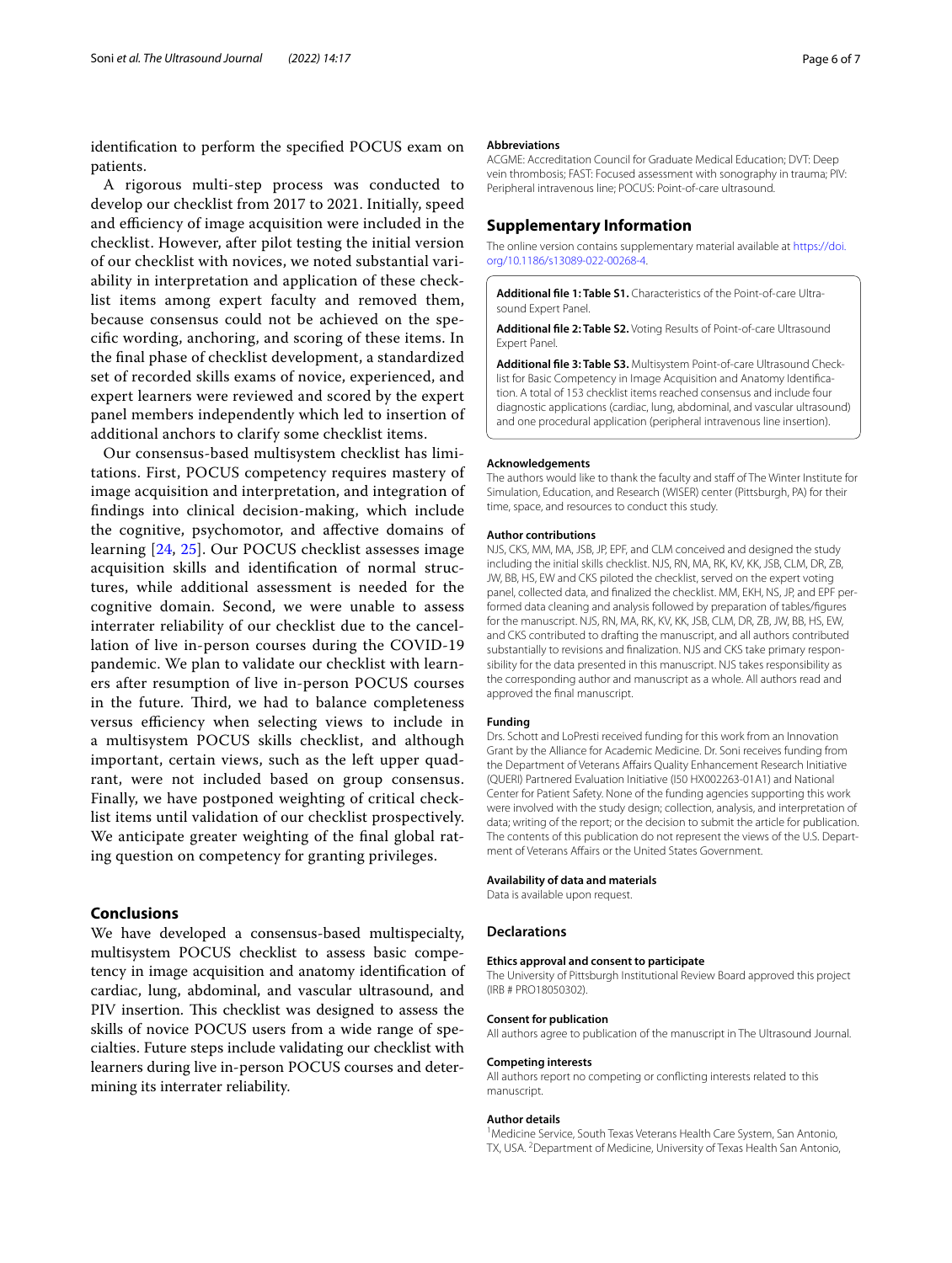identification to perform the specified POCUS exam on patients.

A rigorous multi-step process was conducted to develop our checklist from 2017 to 2021. Initially, speed and efficiency of image acquisition were included in the checklist. However, after pilot testing the initial version of our checklist with novices, we noted substantial variability in interpretation and application of these checklist items among expert faculty and removed them, because consensus could not be achieved on the specific wording, anchoring, and scoring of these items. In the final phase of checklist development, a standardized set of recorded skills exams of novice, experienced, and expert learners were reviewed and scored by the expert panel members independently which led to insertion of additional anchors to clarify some checklist items.

Our consensus-based multisystem checklist has limitations. First, POCUS competency requires mastery of image acquisition and interpretation, and integration of findings into clinical decision-making, which include the cognitive, psychomotor, and affective domains of learning [24, 25]. Our POCUS checklist assesses image acquisition skills and identification of normal structures, while additional assessment is needed for the cognitive domain. Second, we were unable to assess interrater reliability of our checklist due to the cancellation of live in-person courses during the COVID-19 pandemic. We plan to validate our checklist with learners after resumption of live in-person POCUS courses in the future. Third, we had to balance completeness versus efficiency when selecting views to include in a multisystem POCUS skills checklist, and although important, certain views, such as the left upper quadrant, were not included based on group consensus. Finally, we have postponed weighting of critical checklist items until validation of our checklist prospectively. We anticipate greater weighting of the final global rating question on competency for granting privileges.

## Conclusions

We have developed a consensus-based multispecialty, multisystem POCUS checklist to assess basic competency in image acquisition and anatomy identification of cardiac, lung, abdominal, and vascular ultrasound, and PIV insertion. This checklist was designed to assess the skills of novice POCUS users from a wide range of specialties. Future steps include validating our checklist with learners during live in-person POCUS courses and determining its interrater reliability.

#### Abbreviations

ACGME: Accreditation Council for Graduate Medical Education; DVT: Deep vein thrombosis; FAST: Focused assessment with sonography in trauma; PIV: Peripheral intravenous line; POCUS: Point-of-care ultrasound.

## Supplementary Information

The online version contains supplementary material available at https://doi.org/10.1186/s13089-022-00268-4.

**Additional file 1: Table S1.** Characteristics of the Point-of-care Ultrasound Expert Panel.

**Additional file 2: Table S2.** Voting Results of Point-of-care Ultrasound Expert Panel.

**Additional file 3: Table S3.** Multisystem Point-of-care Ultrasound Checklist for Basic Competency in Image Acquisition and Anatomy Identification. A total of 153 checklist items reached consensus and include four diagnostic applications (cardiac, lung, abdominal, and vascular ultrasound) and one procedural application (peripheral intravenous line insertion).

#### Acknowledgements

The authors would like to thank the faculty and staff of The Winter Institute for Simulation, Education, and Research (WISER) center (Pittsburgh, PA) for their time, space, and resources to conduct this study.

#### Author contributions

NJS, CKS, MM, MA, JSB, JP, EPF, and CLM conceived and designed the study including the initial skills checklist. NJS, RN, MA, RK, KV, KK, JSB, CLM, DR, ZB, JW, BB, HS, EW and CKS piloted the checklist, served on the expert voting panel, collected data, and finalized the checklist. MM, EKH, NS, JP, and EPF performed data cleaning and analysis followed by preparation of tables/figures for the manuscript. NJS, RN, MA, RK, KV, KK, JSB, CLM, DR, ZB, JW, BB, HS, EW, and CKS contributed to drafting the manuscript, and all authors contributed substantially to revisions and finalization. NJS and CKS take primary responsibility for the data presented in this manuscript. NJS takes responsibility as the corresponding author and manuscript as a whole. All authors read and approved the final manuscript.

#### Funding

Drs. Schott and LoPresti received funding for this work from an Innovation Grant by the Alliance for Academic Medicine. Dr. Soni receives funding from the Department of Veterans Affairs Quality Enhancement Research Initiative (QUERI) Partnered Evaluation Initiative (I50 HX002263-01A1) and National Center for Patient Safety. None of the funding agencies supporting this work were involved with the study design; collection, analysis, and interpretation of data; writing of the report; or the decision to submit the article for publication. The contents of this publication do not represent the views of the U.S. Department of Veterans Affairs or the United States Government.

#### Availability of data and materials

Data is available upon request.

## Declarations

#### Ethics approval and consent to participate

The University of Pittsburgh Institutional Review Board approved this project (IRB # PRO18050302).

#### Consent for publication

All authors agree to publication of the manuscript in The Ultrasound Journal.

#### Competing interests

All authors report no competing or conflicting interests related to this manuscript.

#### Author details

[1]Medicine Service, South Texas Veterans Health Care System, San Antonio, TX, USA. [2]Department of Medicine, University of Texas Health San Antonio,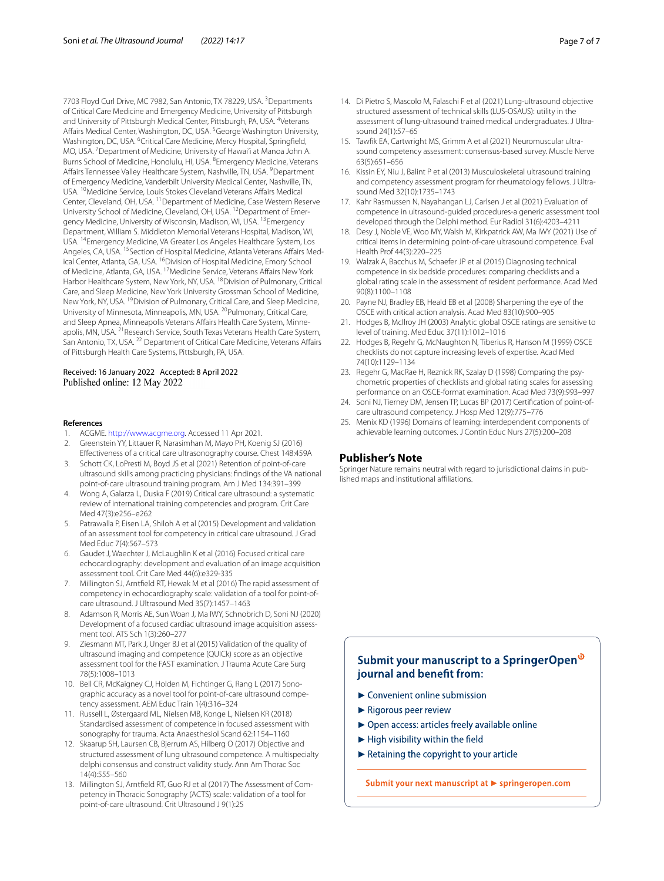7703 Floyd Curl Drive, MC 7982, San Antonio, TX 78229, USA. [3]Departments of Critical Care Medicine and Emergency Medicine, University of Pittsburgh and University of Pittsburgh Medical Center, Pittsburgh, PA, USA. [4]Veterans Affairs Medical Center, Washington, DC, USA. [5]George Washington University, Washington, DC, USA. [6]Critical Care Medicine, Mercy Hospital, Springfield, MO, USA. [7]Department of Medicine, University of Hawai'i at Manoa John A. Burns School of Medicine, Honolulu, HI, USA. [8]Emergency Medicine, Veterans Affairs Tennessee Valley Healthcare System, Nashville, TN, USA. [9]Department of Emergency Medicine, Vanderbilt University Medical Center, Nashville, TN, USA. [10]Medicine Service, Louis Stokes Cleveland Veterans Affairs Medical Center, Cleveland, OH, USA. [11]Department of Medicine, Case Western Reserve University School of Medicine, Cleveland, OH, USA. [12]Department of Emergency Medicine, University of Wisconsin, Madison, WI, USA. [13]Emergency Department, William S. Middleton Memorial Veterans Hospital, Madison, WI, USA. [14]Emergency Medicine, VA Greater Los Angeles Healthcare System, Los Angeles, CA, USA. [15]Section of Hospital Medicine, Atlanta Veterans Affairs Medical Center, Atlanta, GA, USA. [16]Division of Hospital Medicine, Emory School of Medicine, Atlanta, GA, USA. [17]Medicine Service, Veterans Affairs New York Harbor Healthcare System, New York, NY, USA. [18]Division of Pulmonary, Critical Care, and Sleep Medicine, New York University Grossman School of Medicine, New York, NY, USA. [19]Division of Pulmonary, Critical Care, and Sleep Medicine, University of Minnesota, Minneapolis, MN, USA. [20]Pulmonary, Critical Care, and Sleep Apnea, Minneapolis Veterans Affairs Health Care System, Minneapolis, MN, USA. [21]Research Service, South Texas Veterans Health Care System, San Antonio, TX, USA. [22] Department of Critical Care Medicine, Veterans Affairs of Pittsburgh Health Care Systems, Pittsburgh, PA, USA.

Received: 16 January 2022 Accepted: 8 April 2022
Published online: 12 May 2022

## References

1. ACGME. http://www.acgme.org. Accessed 11 Apr 2021.
2. Greenstein YY, Littauer R, Narasimhan M, Mayo PH, Koenig SJ (2016) Effectiveness of a critical care ultrasonography course. Chest 148:459A
3. Schott CK, LoPresti M, Boyd JS et al (2021) Retention of point-of-care ultrasound skills among practicing physicians: findings of the VA national point-of-care ultrasound training program. Am J Med 134:391–399
4. Wong A, Galarza L, Duska F (2019) Critical care ultrasound: a systematic review of international training competencies and program. Crit Care Med 47(3):e256–e262
5. Patrawalla P, Eisen LA, Shiloh A et al (2015) Development and validation of an assessment tool for competency in critical care ultrasound. J Grad Med Educ 7(4):567–573
6. Gaudet J, Waechter J, McLaughlin K et al (2016) Focused critical care echocardiography: development and evaluation of an image acquisition assessment tool. Crit Care Med 44(6):e329-335
7. Millington SJ, Arntfield RT, Hewak M et al (2016) The rapid assessment of competency in echocardiography scale: validation of a tool for point-of-care ultrasound. J Ultrasound Med 35(7):1457–1463
8. Adamson R, Morris AE, Sun Woan J, Ma IWY, Schnobrich D, Soni NJ (2020) Development of a focused cardiac ultrasound image acquisition assessment tool. ATS Sch 1(3):260–277
9. Ziesmann MT, Park J, Unger BJ et al (2015) Validation of the quality of ultrasound imaging and competence (QUICk) score as an objective assessment tool for the FAST examination. J Trauma Acute Care Surg 78(5):1008–1013
10. Bell CR, McKaigney CJ, Holden M, Fichtinger G, Rang L (2017) Sonographic accuracy as a novel tool for point-of-care ultrasound competency assessment. AEM Educ Train 1(4):316–324
11. Russell L, Østergaard ML, Nielsen MB, Konge L, Nielsen KR (2018) Standardised assessment of competence in focused assessment with sonography for trauma. Acta Anaesthesiol Scand 62:1154–1160
12. Skaarup SH, Laursen CB, Bjerrum AS, Hilberg O (2017) Objective and structured assessment of lung ultrasound competence. A multispecialty delphi consensus and construct validity study. Ann Am Thorac Soc 14(4):555–560
13. Millington SJ, Arntfield RT, Guo RJ et al (2017) The Assessment of Competency in Thoracic Sonography (ACTS) scale: validation of a tool for point-of-care ultrasound. Crit Ultrasound J 9(1):25
14. Di Pietro S, Mascolo M, Falaschi F et al (2021) Lung-ultrasound objective structured assessment of technical skills (LUS-OSAUS): utility in the assessment of lung-ultrasound trained medical undergraduates. J Ultrasound 24(1):57–65
15. Tawfik EA, Cartwright MS, Grimm A et al (2021) Neuromuscular ultrasound competency assessment: consensus-based survey. Muscle Nerve 63(5):651–656
16. Kissin EY, Niu J, Balint P et al (2013) Musculoskeletal ultrasound training and competency assessment program for rheumatology fellows. J Ultrasound Med 32(10):1735–1743
17. Kahr Rasmussen N, Nayahangan LJ, Carlsen J et al (2021) Evaluation of competence in ultrasound-guided procedures-a generic assessment tool developed through the Delphi method. Eur Radiol 31(6):4203–4211
18. Desy J, Noble VE, Woo MY, Walsh M, Kirkpatrick AW, Ma IWY (2021) Use of critical items in determining point-of-care ultrasound competence. Eval Health Prof 44(3):220–225
19. Walzak A, Bacchus M, Schaefer JP et al (2015) Diagnosing technical competence in six bedside procedures: comparing checklists and a global rating scale in the assessment of resident performance. Acad Med 90(8):1100–1108
20. Payne NJ, Bradley EB, Heald EB et al (2008) Sharpening the eye of the OSCE with critical action analysis. Acad Med 83(10):900–905
21. Hodges B, McIlroy JH (2003) Analytic global OSCE ratings are sensitive to level of training. Med Educ 37(11):1012–1016
22. Hodges B, Regehr G, McNaughton N, Tiberius R, Hanson M (1999) OSCE checklists do not capture increasing levels of expertise. Acad Med 74(10):1129–1134
23. Regehr G, MacRae H, Reznick RK, Szalay D (1998) Comparing the psychometric properties of checklists and global rating scales for assessing performance on an OSCE-format examination. Acad Med 73(9):993–997
24. Soni NJ, Tierney DM, Jensen TP, Lucas BP (2017) Certification of point-of-care ultrasound competency. J Hosp Med 12(9):775–776
25. Menix KD (1996) Domains of learning: interdependent components of achievable learning outcomes. J Contin Educ Nurs 27(5):200–208

## Publisher's Note

Springer Nature remains neutral with regard to jurisdictional claims in published maps and institutional affiliations.

**Submit your manuscript to a SpringerOpen journal and benefit from:**

- ► Convenient online submission
- ► Rigorous peer review
- ► Open access: articles freely available online
- ► High visibility within the field
- ► Retaining the copyright to your article

**Submit your next manuscript at ► springeropen.com**